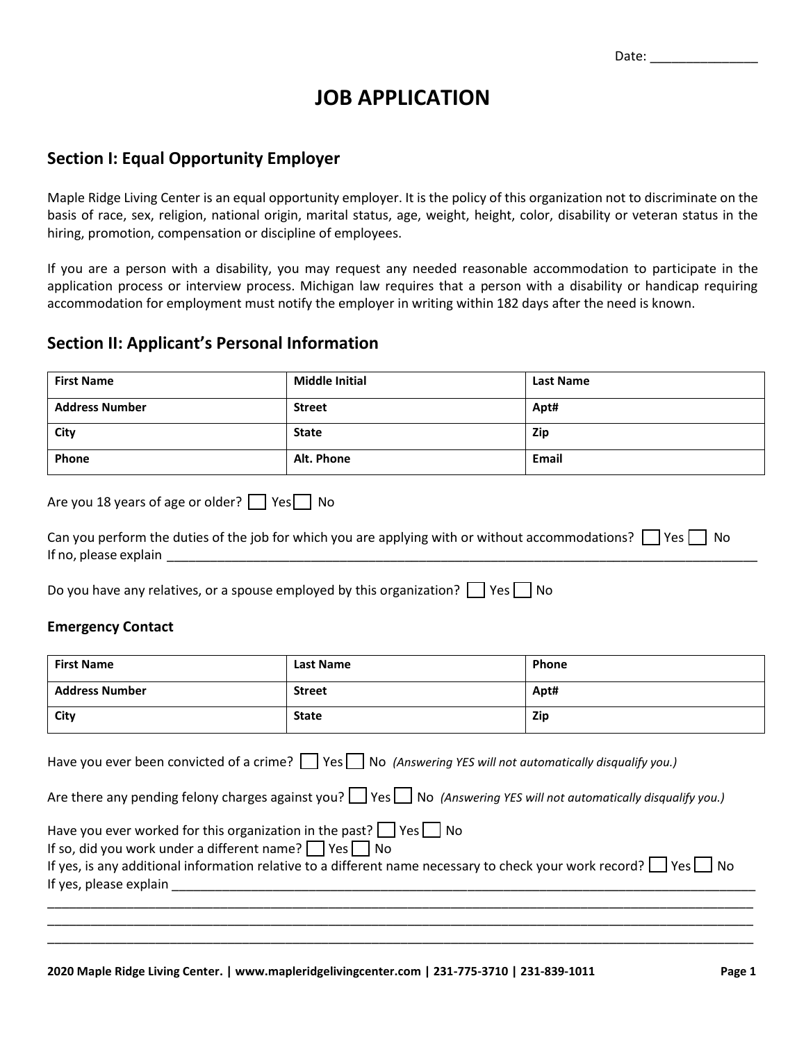Date: _______________

# JOB APPLICATION

## Section I: Equal Opportunity Employer

Maple Ridge Living Center is an equal opportunity employer. It is the policy of this organization not to discriminate on the basis of race, sex, religion, national origin, marital status, age, weight, height, color, disability or veteran status in the hiring, promotion, compensation or discipline of employees.

If you are a person with a disability, you may request any needed reasonable accommodation to participate in the application process or interview process. Michigan law requires that a person with a disability or handicap requiring accommodation for employment must notify the employer in writing within 182 days after the need is known.

## Section II: Applicant's Personal Information

| First Name | Middle Initial | Last Name |
|---|---|---|
| **Address Number** | **Street** | **Apt#** |
| **City** | **State** | **Zip** |
| **Phone** | **Alt. Phone** | **Email** |

Are you 18 years of age or older? ☐ Yes ☐ No

Can you perform the duties of the job for which you are applying with or without accommodations? ☐ Yes ☐ No
If no, please explain ____________________________________________________________________________

Do you have any relatives, or a spouse employed by this organization? ☐ Yes ☐ No

### Emergency Contact

| First Name | Last Name | Phone |
|---|---|---|
| **Address Number** | **Street** | **Apt#** |
| **City** | **State** | **Zip** |

Have you ever been convicted of a crime? ☐ Yes ☐ No *(Answering YES will not automatically disqualify you.)*

Are there any pending felony charges against you? ☐ Yes ☐ No *(Answering YES will not automatically disqualify you.)*

Have you ever worked for this organization in the past? ☐ Yes ☐ No
If so, did you work under a different name? ☐ Yes ☐ No
If yes, is any additional information relative to a different name necessary to check your work record? ☐ Yes ☐ No
If yes, please explain ____________________________________________________________________________
______________________________________________________________________________________________
______________________________________________________________________________________________
______________________________________________________________________________________________

**2020 Maple Ridge Living Center. | www.mapleridgelivingcenter.com | 231-775-3710 | 231-839-1011**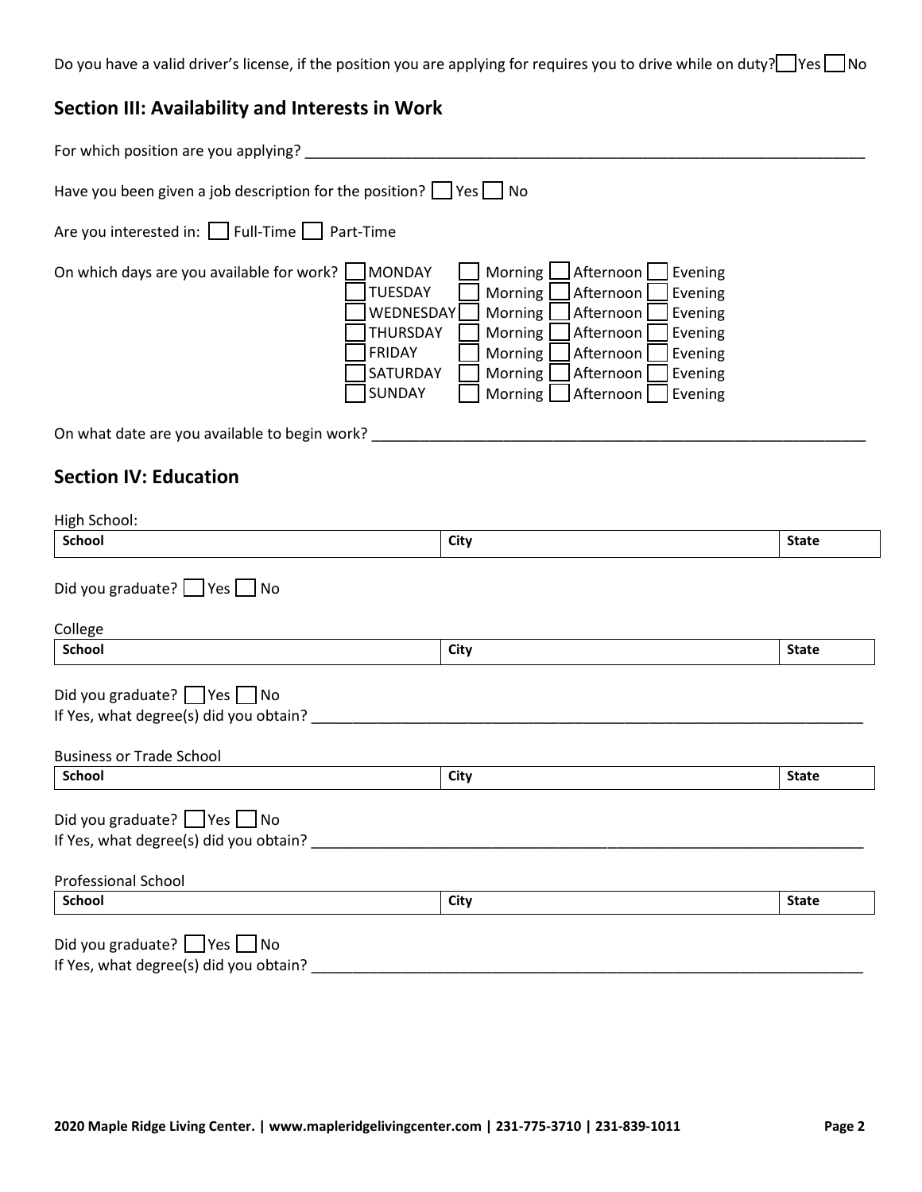Do you have a valid driver's license, if the position you are applying for requires you to drive while on duty? ☐ Yes ☐ No

## Section III: Availability and Interests in Work

For which position are you applying? ______________________________________________________________________

Have you been given a job description for the position? ☐ Yes ☐ No

Are you interested in: ☐ Full-Time ☐ Part-Time

On which days are you available for work?

| Day | | | |
|---|---|---|---|
| ☐ MONDAY | ☐ Morning | ☐ Afternoon | ☐ Evening |
| ☐ TUESDAY | ☐ Morning | ☐ Afternoon | ☐ Evening |
| ☐ WEDNESDAY | ☐ Morning | ☐ Afternoon | ☐ Evening |
| ☐ THURSDAY | ☐ Morning | ☐ Afternoon | ☐ Evening |
| ☐ FRIDAY | ☐ Morning | ☐ Afternoon | ☐ Evening |
| ☐ SATURDAY | ☐ Morning | ☐ Afternoon | ☐ Evening |
| ☐ SUNDAY | ☐ Morning | ☐ Afternoon | ☐ Evening |

On what date are you available to begin work? ______________________________________________________________

## Section IV: Education

High School:

| **School** | **City** | **State** |
|---|---|---|
| | | |

Did you graduate? ☐ Yes ☐ No

College

| **School** | **City** | **State** |
|---|---|---|
| | | |

Did you graduate? ☐ Yes ☐ No
If Yes, what degree(s) did you obtain? ______________________________________________________________________

Business or Trade School

| **School** | **City** | **State** |
|---|---|---|
| | | |

Did you graduate? ☐ Yes ☐ No
If Yes, what degree(s) did you obtain? ______________________________________________________________________

Professional School

| **School** | **City** | **State** |
|---|---|---|
| | | |

Did you graduate? ☐ Yes ☐ No
If Yes, what degree(s) did you obtain? ______________________________________________________________________

**2020 Maple Ridge Living Center. | www.mapleridgelivingcenter.com | 231-775-3710 | 231-839-1011**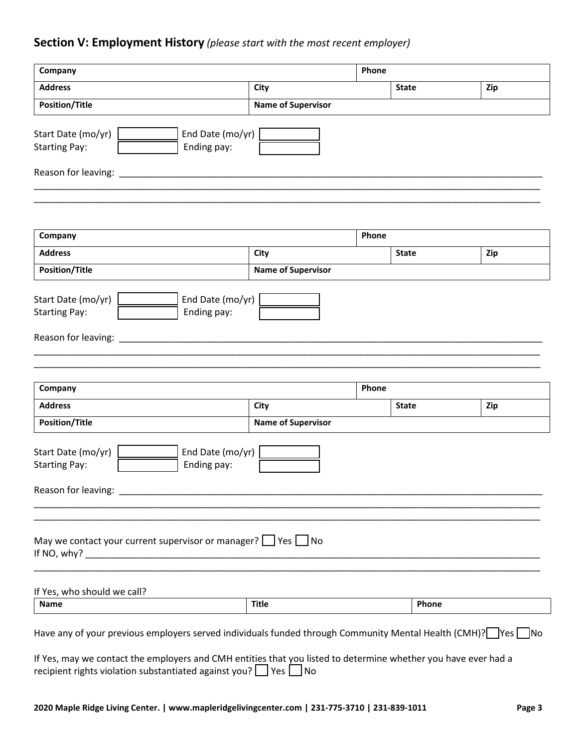## Section V: Employment History *(please start with the most recent employer)*

| Company | | | Phone | |
|---|---|---|---|---|
| **Address** | **City** | | **State** | **Zip** |
| **Position/Title** | **Name of Supervisor** | | | |

Start Date (mo/yr) ☐ End Date (mo/yr) ☐
Starting Pay: ☐ Ending pay: ☐

Reason for leaving: ______________________________________________________________________

__________________________________________________________________________________________

__________________________________________________________________________________________

| Company | | | Phone | |
|---|---|---|---|---|
| **Address** | **City** | | **State** | **Zip** |
| **Position/Title** | **Name of Supervisor** | | | |

Start Date (mo/yr) ☐ End Date (mo/yr) ☐
Starting Pay: ☐ Ending pay: ☐

Reason for leaving: ______________________________________________________________________

__________________________________________________________________________________________

__________________________________________________________________________________________

| Company | | | Phone | |
|---|---|---|---|---|
| **Address** | **City** | | **State** | **Zip** |
| **Position/Title** | **Name of Supervisor** | | | |

Start Date (mo/yr) ☐ End Date (mo/yr) ☐
Starting Pay: ☐ Ending pay: ☐

Reason for leaving: ______________________________________________________________________

__________________________________________________________________________________________

__________________________________________________________________________________________

May we contact your current supervisor or manager? ☐ Yes ☐ No
If NO, why? ______________________________________________________________________________

__________________________________________________________________________________________

If Yes, who should we call?

| Name | Title | Phone |
|---|---|---|

Have any of your previous employers served individuals funded through Community Mental Health (CMH)? ☐ Yes ☐ No

If Yes, may we contact the employers and CMH entities that you listed to determine whether you have ever had a recipient rights violation substantiated against you? ☐ Yes ☐ No

**2020 Maple Ridge Living Center. | www.mapleridgelivingcenter.com | 231-775-3710 | 231-839-1011**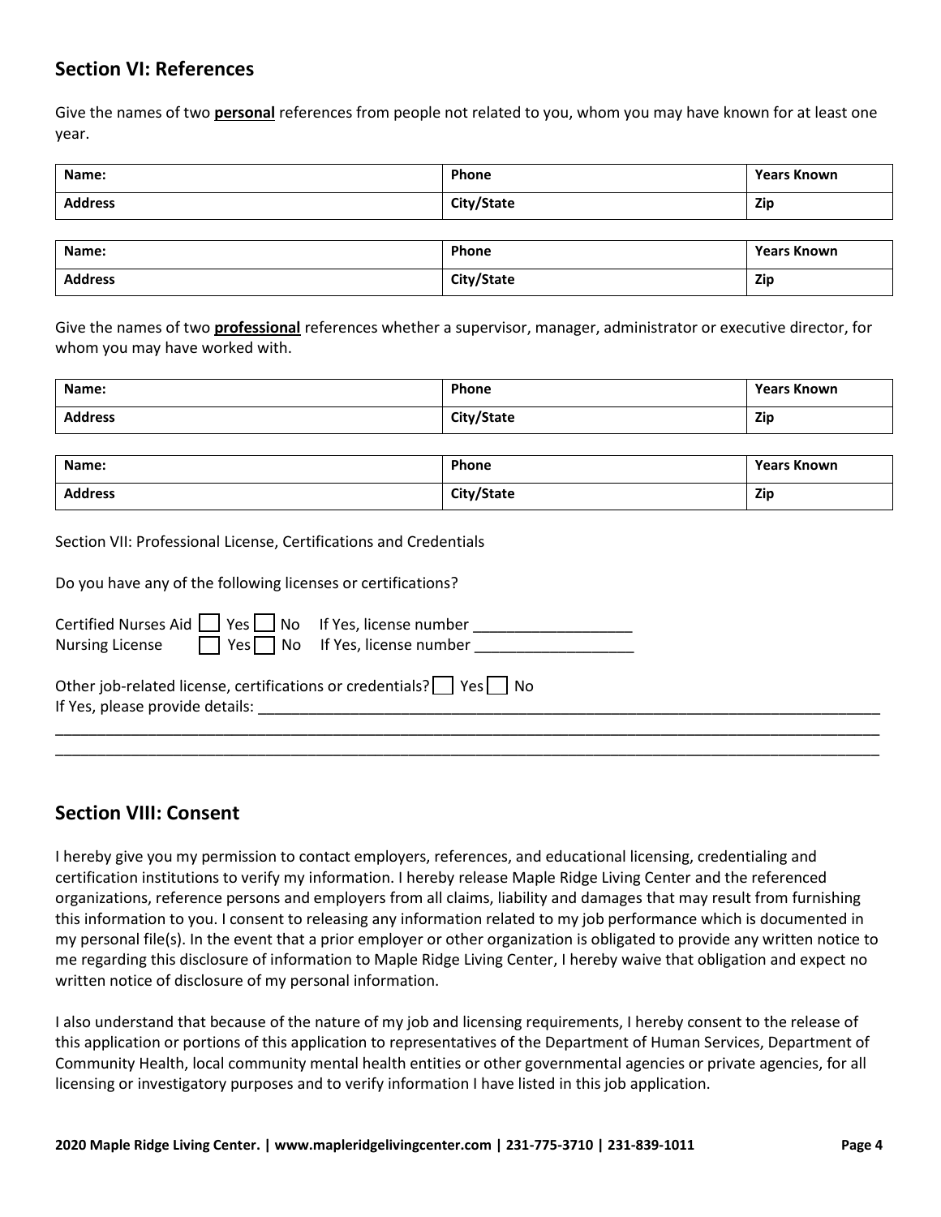## Section VI: References

Give the names of two **personal** references from people not related to you, whom you may have known for at least one year.

| Name: | Phone | Years Known |
|---|---|---|
| Address | City/State | Zip |

| Name: | Phone | Years Known |
|---|---|---|
| Address | City/State | Zip |

Give the names of two **professional** references whether a supervisor, manager, administrator or executive director, for whom you may have worked with.

| Name: | Phone | Years Known |
|---|---|---|
| Address | City/State | Zip |

| Name: | Phone | Years Known |
|---|---|---|
| Address | City/State | Zip |

Section VII: Professional License, Certifications and Credentials

Do you have any of the following licenses or certifications?

Certified Nurses Aid ☐ Yes ☐ No If Yes, license number ___________________
Nursing License ☐ Yes ☐ No If Yes, license number ___________________

Other job-related license, certifications or credentials? ☐ Yes ☐ No
If Yes, please provide details: ___________________________________________________________________________
_____________________________________________________________________________________________________
_____________________________________________________________________________________________________

## Section VIII: Consent

I hereby give you my permission to contact employers, references, and educational licensing, credentialing and certification institutions to verify my information. I hereby release Maple Ridge Living Center and the referenced organizations, reference persons and employers from all claims, liability and damages that may result from furnishing this information to you. I consent to releasing any information related to my job performance which is documented in my personal file(s). In the event that a prior employer or other organization is obligated to provide any written notice to me regarding this disclosure of information to Maple Ridge Living Center, I hereby waive that obligation and expect no written notice of disclosure of my personal information.

I also understand that because of the nature of my job and licensing requirements, I hereby consent to the release of this application or portions of this application to representatives of the Department of Human Services, Department of Community Health, local community mental health entities or other governmental agencies or private agencies, for all licensing or investigatory purposes and to verify information I have listed in this job application.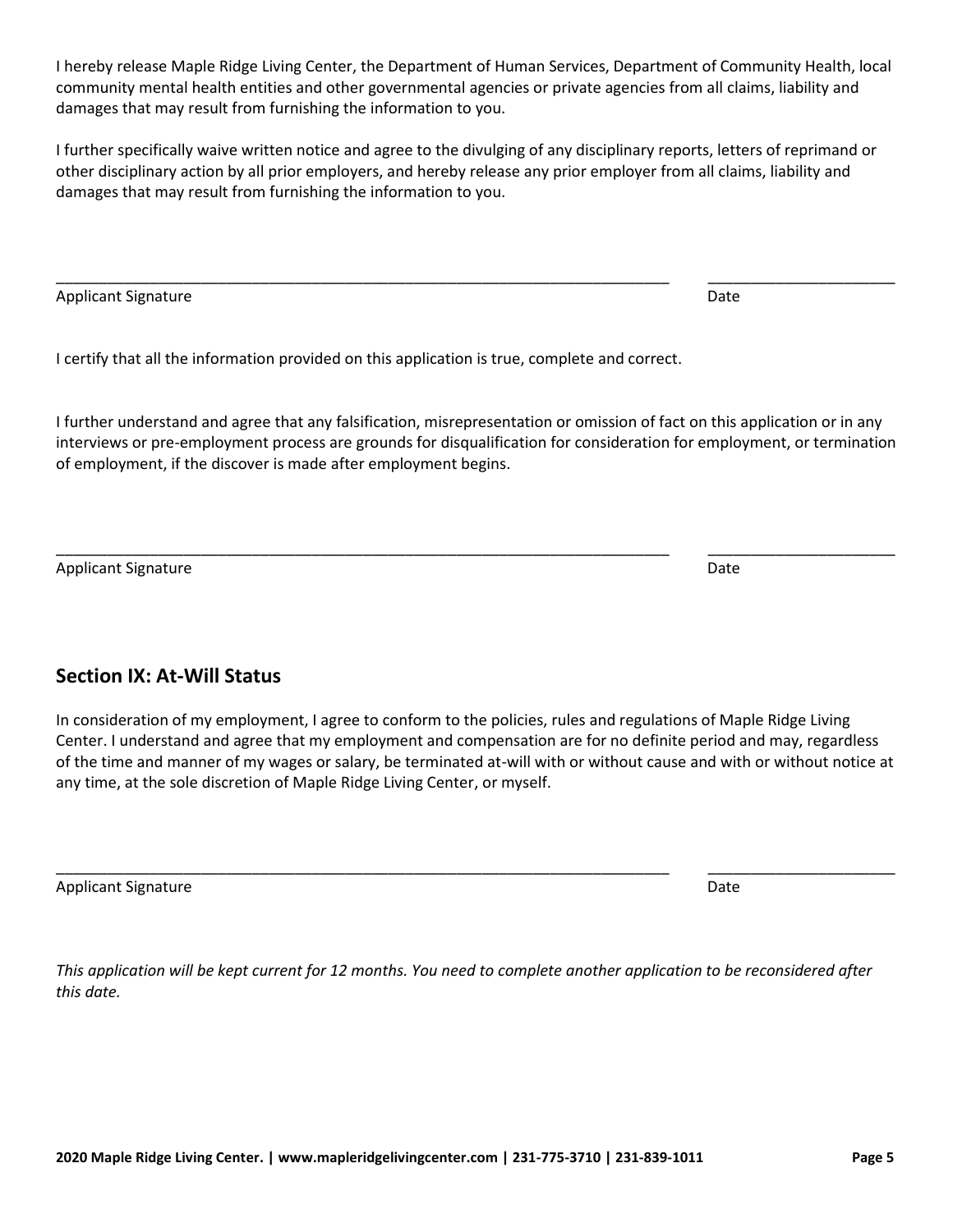I hereby release Maple Ridge Living Center, the Department of Human Services, Department of Community Health, local community mental health entities and other governmental agencies or private agencies from all claims, liability and damages that may result from furnishing the information to you.

I further specifically waive written notice and agree to the divulging of any disciplinary reports, letters of reprimand or other disciplinary action by all prior employers, and hereby release any prior employer from all claims, liability and damages that may result from furnishing the information to you.

\_\_\_\_\_\_\_\_\_\_\_\_\_\_\_\_\_\_\_\_\_\_\_\_\_\_\_\_\_\_\_\_\_\_\_\_\_\_\_\_\_\_\_\_\_\_\_\_\_\_\_\_\_\_\_\_\_\_\_\_\_\_\_\_\_\_\_\_\_\_\_\_ \_\_\_\_\_\_\_\_\_\_\_\_\_\_\_\_\_\_\_\_\_\_

Applicant Signature Date

I certify that all the information provided on this application is true, complete and correct.

I further understand and agree that any falsification, misrepresentation or omission of fact on this application or in any interviews or pre-employment process are grounds for disqualification for consideration for employment, or termination of employment, if the discover is made after employment begins.

\_\_\_\_\_\_\_\_\_\_\_\_\_\_\_\_\_\_\_\_\_\_\_\_\_\_\_\_\_\_\_\_\_\_\_\_\_\_\_\_\_\_\_\_\_\_\_\_\_\_\_\_\_\_\_\_\_\_\_\_\_\_\_\_\_\_\_\_\_\_\_\_ \_\_\_\_\_\_\_\_\_\_\_\_\_\_\_\_\_\_\_\_\_\_

Applicant Signature Date

## Section IX: At-Will Status

In consideration of my employment, I agree to conform to the policies, rules and regulations of Maple Ridge Living Center. I understand and agree that my employment and compensation are for no definite period and may, regardless of the time and manner of my wages or salary, be terminated at-will with or without cause and with or without notice at any time, at the sole discretion of Maple Ridge Living Center, or myself.

\_\_\_\_\_\_\_\_\_\_\_\_\_\_\_\_\_\_\_\_\_\_\_\_\_\_\_\_\_\_\_\_\_\_\_\_\_\_\_\_\_\_\_\_\_\_\_\_\_\_\_\_\_\_\_\_\_\_\_\_\_\_\_\_\_\_\_\_\_\_\_\_ \_\_\_\_\_\_\_\_\_\_\_\_\_\_\_\_\_\_\_\_\_\_

Applicant Signature Date

*This application will be kept current for 12 months. You need to complete another application to be reconsidered after this date.*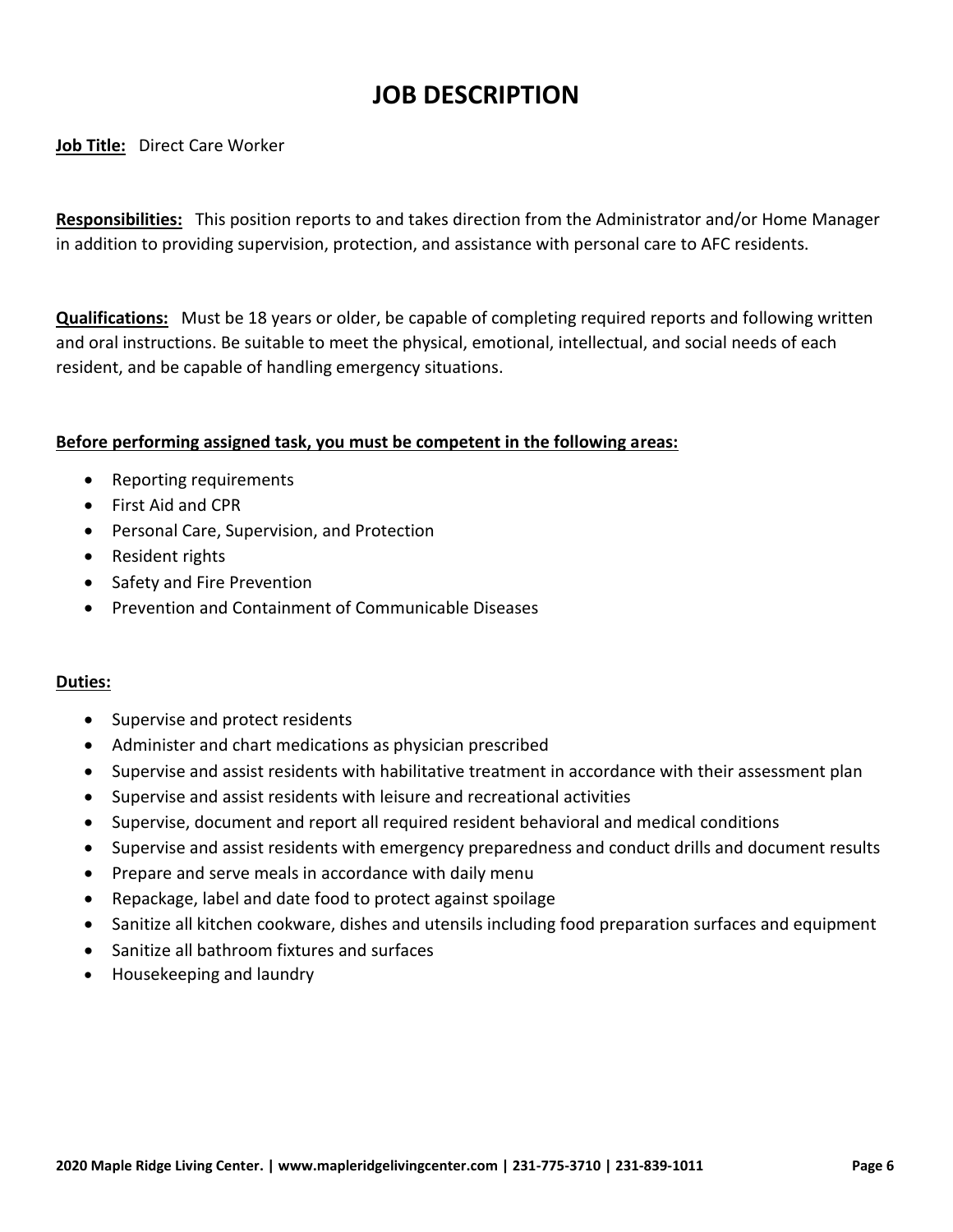# JOB DESCRIPTION

**Job Title:** Direct Care Worker

**Responsibilities:** This position reports to and takes direction from the Administrator and/or Home Manager in addition to providing supervision, protection, and assistance with personal care to AFC residents.

**Qualifications:** Must be 18 years or older, be capable of completing required reports and following written and oral instructions. Be suitable to meet the physical, emotional, intellectual, and social needs of each resident, and be capable of handling emergency situations.

**Before performing assigned task, you must be competent in the following areas:**

- Reporting requirements
- First Aid and CPR
- Personal Care, Supervision, and Protection
- Resident rights
- Safety and Fire Prevention
- Prevention and Containment of Communicable Diseases

**Duties:**

- Supervise and protect residents
- Administer and chart medications as physician prescribed
- Supervise and assist residents with habilitative treatment in accordance with their assessment plan
- Supervise and assist residents with leisure and recreational activities
- Supervise, document and report all required resident behavioral and medical conditions
- Supervise and assist residents with emergency preparedness and conduct drills and document results
- Prepare and serve meals in accordance with daily menu
- Repackage, label and date food to protect against spoilage
- Sanitize all kitchen cookware, dishes and utensils including food preparation surfaces and equipment
- Sanitize all bathroom fixtures and surfaces
- Housekeeping and laundry